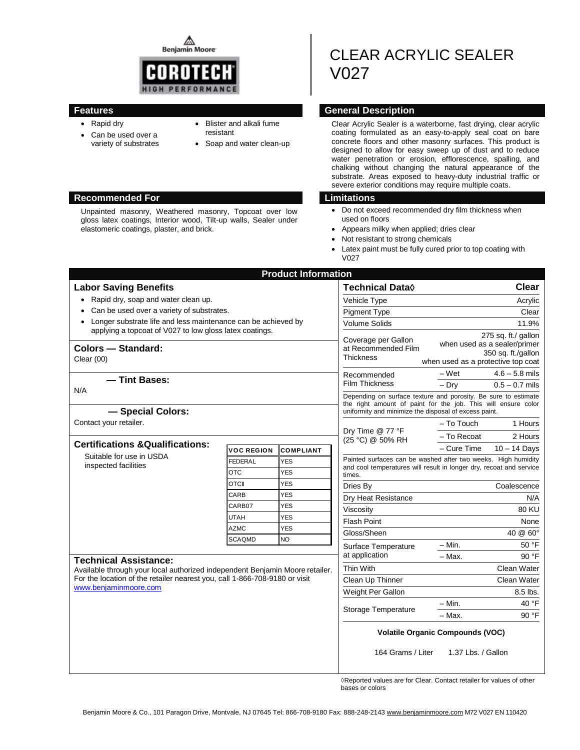Benjamin Moore

COROTECH
HIGH PERFORMANCE

# CLEAR ACRYLIC SEALER V027

## Features

- Rapid dry
- Can be used over a variety of substrates
- Blister and alkali fume resistant
- Soap and water clean-up

## General Description

Clear Acrylic Sealer is a waterborne, fast drying, clear acrylic coating formulated as an easy-to-apply seal coat on bare concrete floors and other masonry surfaces. This product is designed to allow for easy sweep up of dust and to reduce water penetration or erosion, efflorescence, spalling, and chalking without changing the natural appearance of the substrate. Areas exposed to heavy-duty industrial traffic or severe exterior conditions may require multiple coats.

## Recommended For

Unpainted masonry, Weathered masonry, Topcoat over low gloss latex coatings, Interior wood, Tilt-up walls, Sealer under elastomeric coatings, plaster, and brick.

## Limitations

- Do not exceed recommended dry film thickness when used on floors
- Appears milky when applied; dries clear
- Not resistant to strong chemicals
- Latex paint must be fully cured prior to top coating with V027

## Product Information

### Labor Saving Benefits

- Rapid dry, soap and water clean up.
- Can be used over a variety of substrates.
- Longer substrate life and less maintenance can be achieved by applying a topcoat of V027 to low gloss latex coatings.

### Colors — Standard:

Clear (00)

### — Tint Bases:

N/A

### — Special Colors:

Contact your retailer.

### Certifications &Qualifications:

Suitable for use in USDA inspected facilities

| VOC REGION | COMPLIANT |
|---|---|
| FEDERAL | YES |
| OTC | YES |
| OTCII | YES |
| CARB | YES |
| CARB07 | YES |
| UTAH | YES |
| AZMC | YES |
| SCAQMD | NO |

### Technical Assistance:

Available through your local authorized independent Benjamin Moore retailer. For the location of the retailer nearest you, call 1-866-708-9180 or visit www.benjaminmoore.com

### Technical Data◊

| Technical Data◊ | | Clear |
|---|---|---|
| Vehicle Type | | Acrylic |
| Pigment Type | | Clear |
| Volume Solids | | 11.9% |
| Coverage per Gallon at Recommended Film Thickness | | 275 sq. ft./ gallon when used as a sealer/primer; 350 sq. ft./gallon when used as a protective top coat |
| Recommended Film Thickness | – Wet | 4.6 – 5.8 mils |
| | – Dry | 0.5 – 0.7 mils |

Depending on surface texture and porosity. Be sure to estimate the right amount of paint for the job. This will ensure color uniformity and minimize the disposal of excess paint.

| | | |
|---|---|---|
| Dry Time @ 77 °F (25 °C) @ 50% RH | – To Touch | 1 Hours |
| | – To Recoat | 2 Hours |
| | – Cure Time | 10 – 14 Days |

Painted surfaces can be washed after two weeks. High humidity and cool temperatures will result in longer dry, recoat and service times.

| | | |
|---|---|---|
| Dries By | | Coalescence |
| Dry Heat Resistance | | N/A |
| Viscosity | | 80 KU |
| Flash Point | | None |
| Gloss/Sheen | | 40 @ 60° |
| Surface Temperature at application | – Min. | 50 °F |
| | – Max. | 90 °F |
| Thin With | | Clean Water |
| Clean Up Thinner | | Clean Water |
| Weight Per Gallon | | 8.5 lbs. |
| Storage Temperature | – Min. | 40 °F |
| | – Max. | 90 °F |

**Volatile Organic Compounds (VOC)**

164 Grams / Liter 1.37 Lbs. / Gallon

◊Reported values are for Clear. Contact retailer for values of other bases or colors

Benjamin Moore & Co., 101 Paragon Drive, Montvale, NJ 07645 Tel: 866-708-9180 Fax: 888-248-2143 www.benjaminmoore.com M72 V027 EN 110420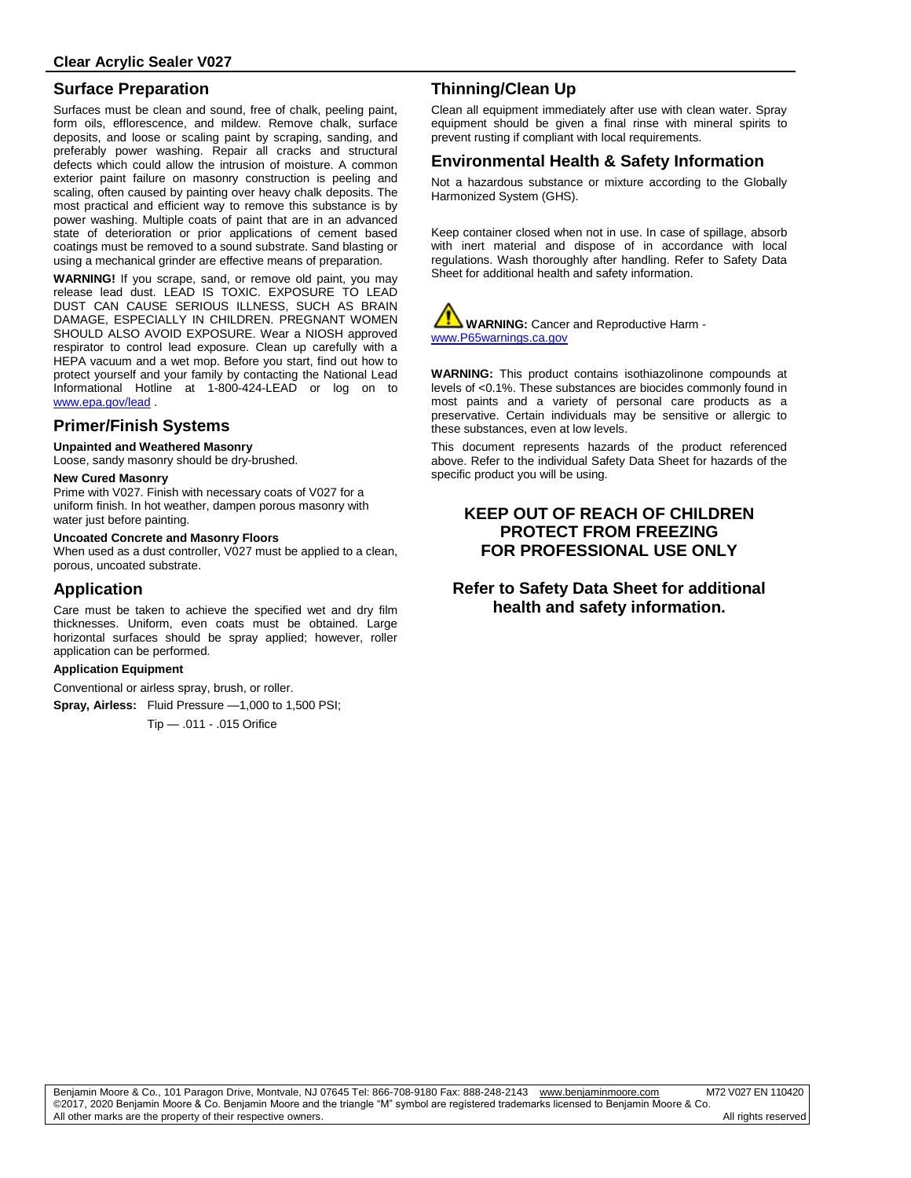## Surface Preparation

Surfaces must be clean and sound, free of chalk, peeling paint, form oils, efflorescence, and mildew. Remove chalk, surface deposits, and loose or scaling paint by scraping, sanding, and preferably power washing. Repair all cracks and structural defects which could allow the intrusion of moisture. A common exterior paint failure on masonry construction is peeling and scaling, often caused by painting over heavy chalk deposits. The most practical and efficient way to remove this substance is by power washing. Multiple coats of paint that are in an advanced state of deterioration or prior applications of cement based coatings must be removed to a sound substrate. Sand blasting or using a mechanical grinder are effective means of preparation.

**WARNING!** If you scrape, sand, or remove old paint, you may release lead dust. LEAD IS TOXIC. EXPOSURE TO LEAD DUST CAN CAUSE SERIOUS ILLNESS, SUCH AS BRAIN DAMAGE, ESPECIALLY IN CHILDREN. PREGNANT WOMEN SHOULD ALSO AVOID EXPOSURE. Wear a NIOSH approved respirator to control lead exposure. Clean up carefully with a HEPA vacuum and a wet mop. Before you start, find out how to protect yourself and your family by contacting the National Lead Informational Hotline at 1-800-424-LEAD or log on to www.epa.gov/lead .

## Primer/Finish Systems

**Unpainted and Weathered Masonry**
Loose, sandy masonry should be dry-brushed.

**New Cured Masonry**
Prime with V027. Finish with necessary coats of V027 for a uniform finish. In hot weather, dampen porous masonry with water just before painting.

**Uncoated Concrete and Masonry Floors**
When used as a dust controller, V027 must be applied to a clean, porous, uncoated substrate.

## Application

Care must be taken to achieve the specified wet and dry film thicknesses. Uniform, even coats must be obtained. Large horizontal surfaces should be spray applied; however, roller application can be performed.

**Application Equipment**

Conventional or airless spray, brush, or roller.

**Spray, Airless:** Fluid Pressure —1,000 to 1,500 PSI;
Tip — .011 - .015 Orifice

## Thinning/Clean Up

Clean all equipment immediately after use with clean water. Spray equipment should be given a final rinse with mineral spirits to prevent rusting if compliant with local requirements.

## Environmental Health & Safety Information

Not a hazardous substance or mixture according to the Globally Harmonized System (GHS).

Keep container closed when not in use. In case of spillage, absorb with inert material and dispose of in accordance with local regulations. Wash thoroughly after handling. Refer to Safety Data Sheet for additional health and safety information.

**WARNING:** Cancer and Reproductive Harm - www.P65warnings.ca.gov

**WARNING:** This product contains isothiazolinone compounds at levels of <0.1%. These substances are biocides commonly found in most paints and a variety of personal care products as a preservative. Certain individuals may be sensitive or allergic to these substances, even at low levels.

This document represents hazards of the product referenced above. Refer to the individual Safety Data Sheet for hazards of the specific product you will be using.

**KEEP OUT OF REACH OF CHILDREN**
**PROTECT FROM FREEZING**
**FOR PROFESSIONAL USE ONLY**

**Refer to Safety Data Sheet for additional health and safety information.**

Benjamin Moore & Co., 101 Paragon Drive, Montvale, NJ 07645 Tel: 866-708-9180 Fax: 888-248-2143 www.benjaminmoore.com M72 V027 EN 110420
©2017, 2020 Benjamin Moore & Co. Benjamin Moore and the triangle "M" symbol are registered trademarks licensed to Benjamin Moore & Co.
All other marks are the property of their respective owners. All rights reserved